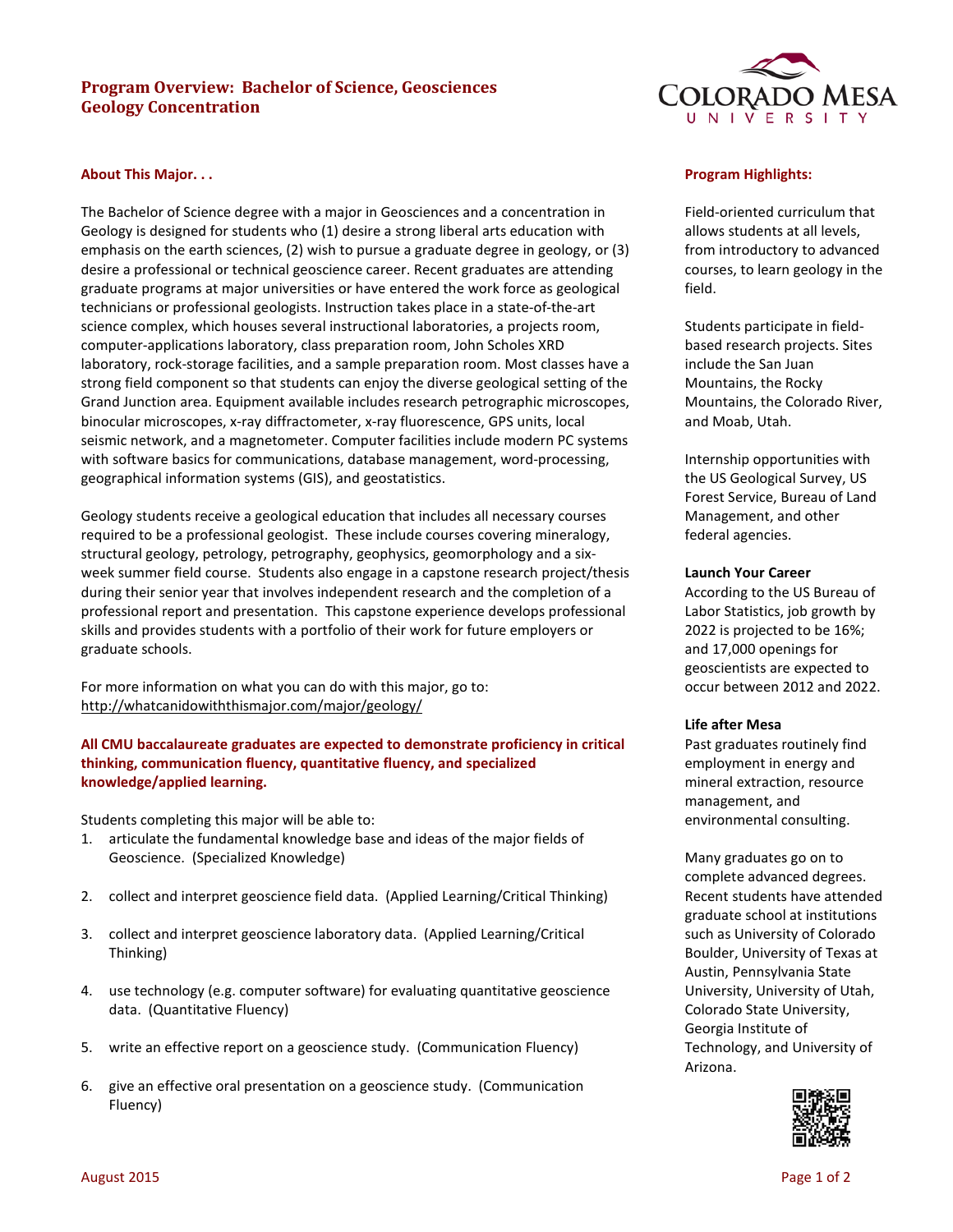# Program Overview: Bachelor of Science, Geosciences
# Geology Concentration

## About This Major. . .

The Bachelor of Science degree with a major in Geosciences and a concentration in Geology is designed for students who (1) desire a strong liberal arts education with emphasis on the earth sciences, (2) wish to pursue a graduate degree in geology, or (3) desire a professional or technical geoscience career. Recent graduates are attending graduate programs at major universities or have entered the work force as geological technicians or professional geologists. Instruction takes place in a state-of-the-art science complex, which houses several instructional laboratories, a projects room, computer-applications laboratory, class preparation room, John Scholes XRD laboratory, rock-storage facilities, and a sample preparation room. Most classes have a strong field component so that students can enjoy the diverse geological setting of the Grand Junction area. Equipment available includes research petrographic microscopes, binocular microscopes, x-ray diffractometer, x-ray fluorescence, GPS units, local seismic network, and a magnetometer. Computer facilities include modern PC systems with software basics for communications, database management, word-processing, geographical information systems (GIS), and geostatistics.

Geology students receive a geological education that includes all necessary courses required to be a professional geologist. These include courses covering mineralogy, structural geology, petrology, petrography, geophysics, geomorphology and a six-week summer field course. Students also engage in a capstone research project/thesis during their senior year that involves independent research and the completion of a professional report and presentation. This capstone experience develops professional skills and provides students with a portfolio of their work for future employers or graduate schools.

For more information on what you can do with this major, go to: http://whatcanidowiththismajor.com/major/geology/

**All CMU baccalaureate graduates are expected to demonstrate proficiency in critical thinking, communication fluency, quantitative fluency, and specialized knowledge/applied learning.**

Students completing this major will be able to:

1. articulate the fundamental knowledge base and ideas of the major fields of Geoscience. (Specialized Knowledge)
2. collect and interpret geoscience field data. (Applied Learning/Critical Thinking)
3. collect and interpret geoscience laboratory data. (Applied Learning/Critical Thinking)
4. use technology (e.g. computer software) for evaluating quantitative geoscience data. (Quantitative Fluency)
5. write an effective report on a geoscience study. (Communication Fluency)
6. give an effective oral presentation on a geoscience study. (Communication Fluency)

## Program Highlights:

Field-oriented curriculum that allows students at all levels, from introductory to advanced courses, to learn geology in the field.

Students participate in field-based research projects. Sites include the San Juan Mountains, the Rocky Mountains, the Colorado River, and Moab, Utah.

Internship opportunities with the US Geological Survey, US Forest Service, Bureau of Land Management, and other federal agencies.

**Launch Your Career**
According to the US Bureau of Labor Statistics, job growth by 2022 is projected to be 16%; and 17,000 openings for geoscientists are expected to occur between 2012 and 2022.

**Life after Mesa**
Past graduates routinely find employment in energy and mineral extraction, resource management, and environmental consulting.

Many graduates go on to complete advanced degrees. Recent students have attended graduate school at institutions such as University of Colorado Boulder, University of Texas at Austin, Pennsylvania State University, University of Utah, Colorado State University, Georgia Institute of Technology, and University of Arizona.

August 2015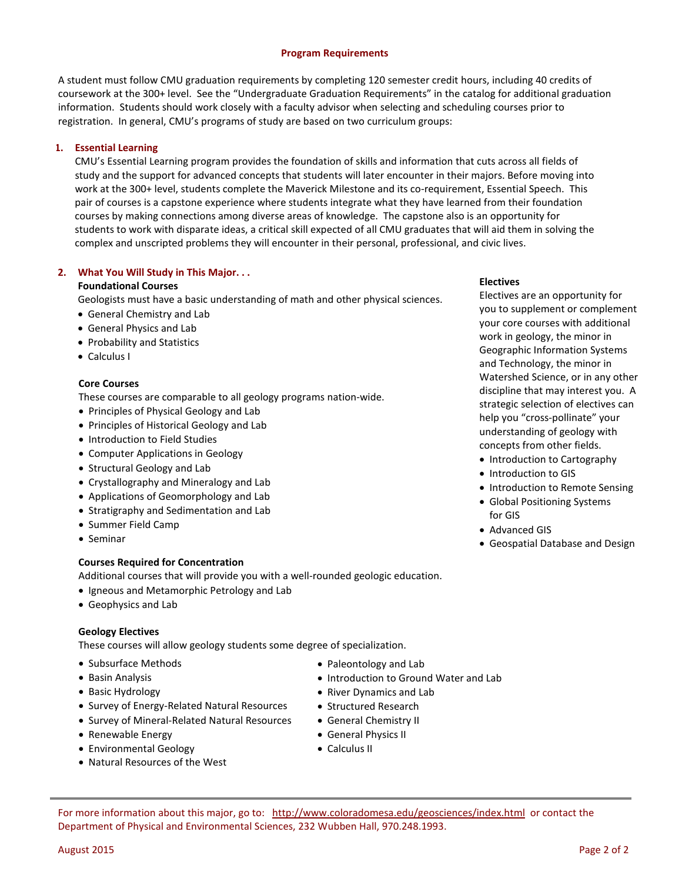## Program Requirements

A student must follow CMU graduation requirements by completing 120 semester credit hours, including 40 credits of coursework at the 300+ level. See the "Undergraduate Graduation Requirements" in the catalog for additional graduation information. Students should work closely with a faculty advisor when selecting and scheduling courses prior to registration. In general, CMU's programs of study are based on two curriculum groups:

### 1. Essential Learning

CMU's Essential Learning program provides the foundation of skills and information that cuts across all fields of study and the support for advanced concepts that students will later encounter in their majors. Before moving into work at the 300+ level, students complete the Maverick Milestone and its co-requirement, Essential Speech. This pair of courses is a capstone experience where students integrate what they have learned from their foundation courses by making connections among diverse areas of knowledge. The capstone also is an opportunity for students to work with disparate ideas, a critical skill expected of all CMU graduates that will aid them in solving the complex and unscripted problems they will encounter in their personal, professional, and civic lives.

### 2. What You Will Study in This Major. . .

**Foundational Courses**

Geologists must have a basic understanding of math and other physical sciences.

- General Chemistry and Lab
- General Physics and Lab
- Probability and Statistics
- Calculus I

**Core Courses**

These courses are comparable to all geology programs nation-wide.

- Principles of Physical Geology and Lab
- Principles of Historical Geology and Lab
- Introduction to Field Studies
- Computer Applications in Geology
- Structural Geology and Lab
- Crystallography and Mineralogy and Lab
- Applications of Geomorphology and Lab
- Stratigraphy and Sedimentation and Lab
- Summer Field Camp
- Seminar

**Courses Required for Concentration**

Additional courses that will provide you with a well-rounded geologic education.

- Igneous and Metamorphic Petrology and Lab
- Geophysics and Lab

**Geology Electives**

These courses will allow geology students some degree of specialization.

- Subsurface Methods
- Basin Analysis
- Basic Hydrology
- Survey of Energy-Related Natural Resources
- Survey of Mineral-Related Natural Resources
- Renewable Energy
- Environmental Geology
- Natural Resources of the West
- Paleontology and Lab
- Introduction to Ground Water and Lab
- River Dynamics and Lab
- Structured Research
- General Chemistry II
- General Physics II
- Calculus II

**Electives**

Electives are an opportunity for you to supplement or complement your core courses with additional work in geology, the minor in Geographic Information Systems and Technology, the minor in Watershed Science, or in any other discipline that may interest you. A strategic selection of electives can help you "cross-pollinate" your understanding of geology with concepts from other fields.

- Introduction to Cartography
- Introduction to GIS
- Introduction to Remote Sensing
- Global Positioning Systems for GIS
- Advanced GIS
- Geospatial Database and Design

---

For more information about this major, go to: http://www.coloradomesa.edu/geosciences/index.html or contact the Department of Physical and Environmental Sciences, 232 Wubben Hall, 970.248.1993.

August 2015